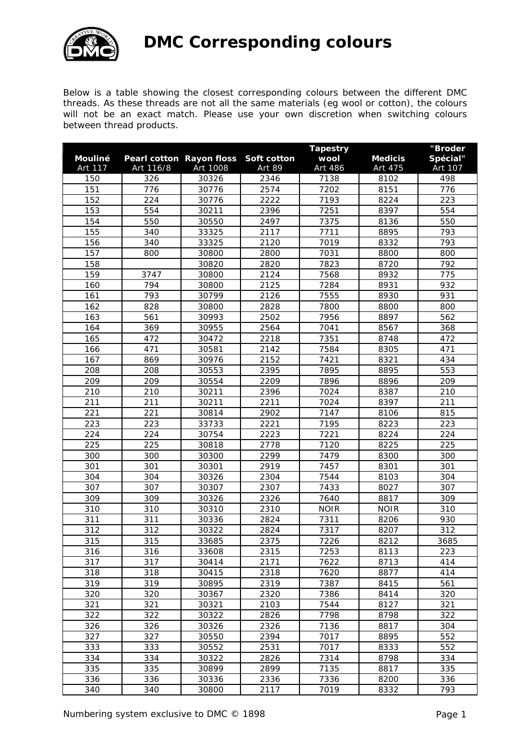# DMC Corresponding colours

Below is a table showing the closest corresponding colours between the different DMC threads. As these threads are not all the same materials (eg wool or cotton), the colours will not be an exact match. Please use your own discretion when switching colours between thread products.

| Mouliné Art 117 | Pearl cotton Art 116/8 | Rayon floss Art 1008 | Soft cotton Art 89 | Tapestry wool Art 486 | Medicis Art 475 | "Broder Spécial" Art 107 |
|---|---|---|---|---|---|---|
| 150 | 326 | 30326 | 2346 | 7138 | 8102 | 498 |
| 151 | 776 | 30776 | 2574 | 7202 | 8151 | 776 |
| 152 | 224 | 30776 | 2222 | 7193 | 8224 | 223 |
| 153 | 554 | 30211 | 2396 | 7251 | 8397 | 554 |
| 154 | 550 | 30550 | 2497 | 7375 | 8136 | 550 |
| 155 | 340 | 33325 | 2117 | 7711 | 8895 | 793 |
| 156 | 340 | 33325 | 2120 | 7019 | 8332 | 793 |
| 157 | 800 | 30800 | 2800 | 7031 | 8800 | 800 |
| 158 | | 30820 | 2820 | 7823 | 8720 | 792 |
| 159 | 3747 | 30800 | 2124 | 7568 | 8932 | 775 |
| 160 | 794 | 30800 | 2125 | 7284 | 8931 | 932 |
| 161 | 793 | 30799 | 2126 | 7555 | 8930 | 931 |
| 162 | 828 | 30800 | 2828 | 7800 | 8800 | 800 |
| 163 | 561 | 30993 | 2502 | 7956 | 8897 | 562 |
| 164 | 369 | 30955 | 2564 | 7041 | 8567 | 368 |
| 165 | 472 | 30472 | 2218 | 7351 | 8748 | 472 |
| 166 | 471 | 30581 | 2142 | 7584 | 8305 | 471 |
| 167 | 869 | 30976 | 2152 | 7421 | 8321 | 434 |
| 208 | 208 | 30553 | 2395 | 7895 | 8895 | 553 |
| 209 | 209 | 30554 | 2209 | 7896 | 8896 | 209 |
| 210 | 210 | 30211 | 2396 | 7024 | 8387 | 210 |
| 211 | 211 | 30211 | 2211 | 7024 | 8397 | 211 |
| 221 | 221 | 30814 | 2902 | 7147 | 8106 | 815 |
| 223 | 223 | 33733 | 2221 | 7195 | 8223 | 223 |
| 224 | 224 | 30754 | 2223 | 7221 | 8224 | 224 |
| 225 | 225 | 30818 | 2778 | 7120 | 8225 | 225 |
| 300 | 300 | 30300 | 2299 | 7479 | 8300 | 300 |
| 301 | 301 | 30301 | 2919 | 7457 | 8301 | 301 |
| 304 | 304 | 30326 | 2304 | 7544 | 8103 | 304 |
| 307 | 307 | 30307 | 2307 | 7433 | 8027 | 307 |
| 309 | 309 | 30326 | 2326 | 7640 | 8817 | 309 |
| 310 | 310 | 30310 | 2310 | NOIR | NOIR | 310 |
| 311 | 311 | 30336 | 2824 | 7311 | 8206 | 930 |
| 312 | 312 | 30322 | 2824 | 7317 | 8207 | 312 |
| 315 | 315 | 33685 | 2375 | 7226 | 8212 | 3685 |
| 316 | 316 | 33608 | 2315 | 7253 | 8113 | 223 |
| 317 | 317 | 30414 | 2171 | 7622 | 8713 | 414 |
| 318 | 318 | 30415 | 2318 | 7620 | 8877 | 414 |
| 319 | 319 | 30895 | 2319 | 7387 | 8415 | 561 |
| 320 | 320 | 30367 | 2320 | 7386 | 8414 | 320 |
| 321 | 321 | 30321 | 2103 | 7544 | 8127 | 321 |
| 322 | 322 | 30322 | 2826 | 7798 | 8798 | 322 |
| 326 | 326 | 30326 | 2326 | 7136 | 8817 | 304 |
| 327 | 327 | 30550 | 2394 | 7017 | 8895 | 552 |
| 333 | 333 | 30552 | 2531 | 7017 | 8333 | 552 |
| 334 | 334 | 30322 | 2826 | 7314 | 8798 | 334 |
| 335 | 335 | 30899 | 2899 | 7135 | 8817 | 335 |
| 336 | 336 | 30336 | 2336 | 7336 | 8200 | 336 |
| 340 | 340 | 30800 | 2117 | 7019 | 8332 | 793 |

Numbering system exclusive to DMC © 1898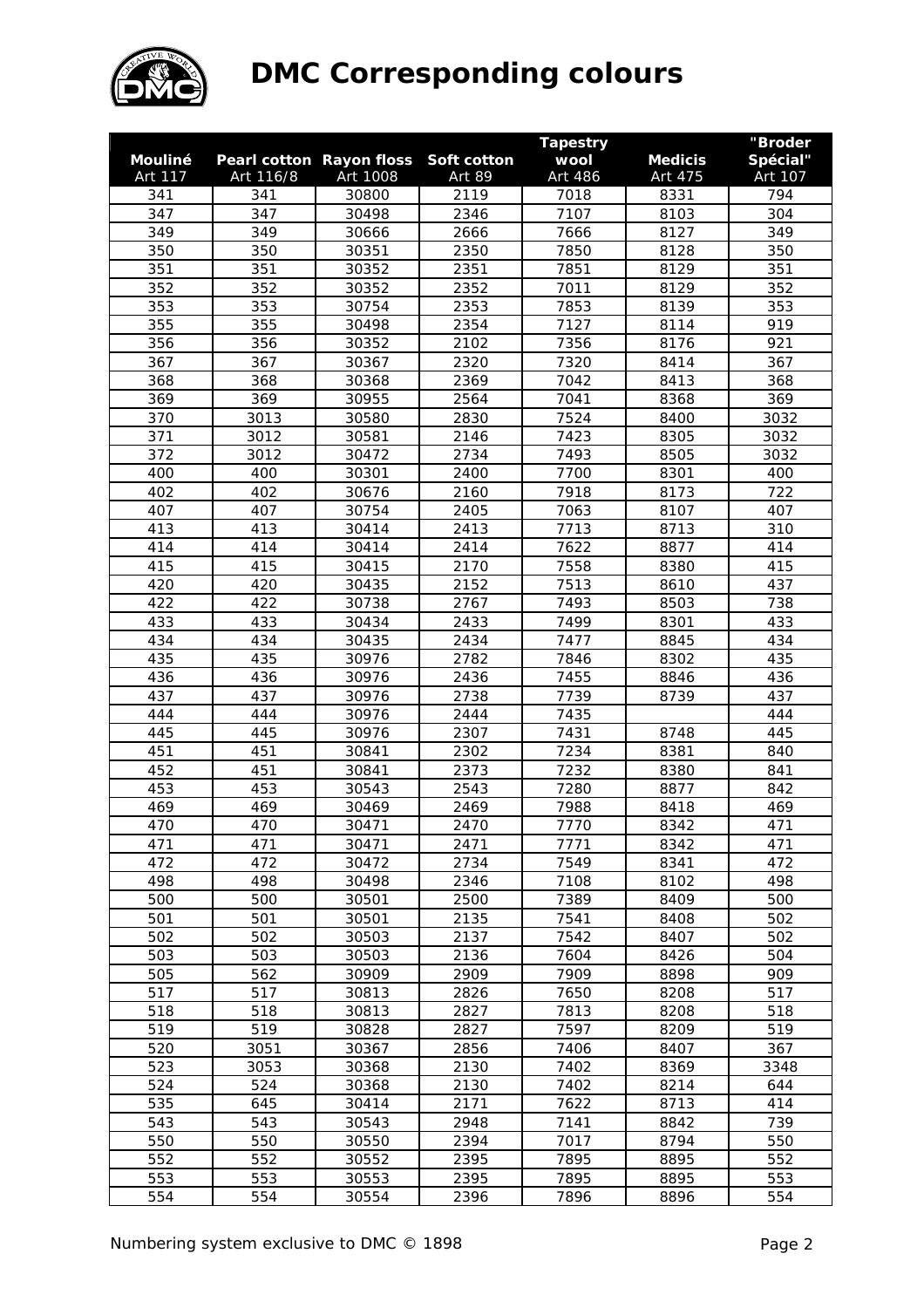# DMC Corresponding colours

| Mouliné Art 117 | Pearl cotton Art 116/8 | Rayon floss Art 1008 | Soft cotton Art 89 | Tapestry wool Art 486 | Medicis Art 475 | "Broder Spécial" Art 107 |
|---|---|---|---|---|---|---|
| 341 | 341 | 30800 | 2119 | 7018 | 8331 | 794 |
| 347 | 347 | 30498 | 2346 | 7107 | 8103 | 304 |
| 349 | 349 | 30666 | 2666 | 7666 | 8127 | 349 |
| 350 | 350 | 30351 | 2350 | 7850 | 8128 | 350 |
| 351 | 351 | 30352 | 2351 | 7851 | 8129 | 351 |
| 352 | 352 | 30352 | 2352 | 7011 | 8129 | 352 |
| 353 | 353 | 30754 | 2353 | 7853 | 8139 | 353 |
| 355 | 355 | 30498 | 2354 | 7127 | 8114 | 919 |
| 356 | 356 | 30352 | 2102 | 7356 | 8176 | 921 |
| 367 | 367 | 30367 | 2320 | 7320 | 8414 | 367 |
| 368 | 368 | 30368 | 2369 | 7042 | 8413 | 368 |
| 369 | 369 | 30955 | 2564 | 7041 | 8368 | 369 |
| 370 | 3013 | 30580 | 2830 | 7524 | 8400 | 3032 |
| 371 | 3012 | 30581 | 2146 | 7423 | 8305 | 3032 |
| 372 | 3012 | 30472 | 2734 | 7493 | 8505 | 3032 |
| 400 | 400 | 30301 | 2400 | 7700 | 8301 | 400 |
| 402 | 402 | 30676 | 2160 | 7918 | 8173 | 722 |
| 407 | 407 | 30754 | 2405 | 7063 | 8107 | 407 |
| 413 | 413 | 30414 | 2413 | 7713 | 8713 | 310 |
| 414 | 414 | 30414 | 2414 | 7622 | 8877 | 414 |
| 415 | 415 | 30415 | 2170 | 7558 | 8380 | 415 |
| 420 | 420 | 30435 | 2152 | 7513 | 8610 | 437 |
| 422 | 422 | 30738 | 2767 | 7493 | 8503 | 738 |
| 433 | 433 | 30434 | 2433 | 7499 | 8301 | 433 |
| 434 | 434 | 30435 | 2434 | 7477 | 8845 | 434 |
| 435 | 435 | 30976 | 2782 | 7846 | 8302 | 435 |
| 436 | 436 | 30976 | 2436 | 7455 | 8846 | 436 |
| 437 | 437 | 30976 | 2738 | 7739 | 8739 | 437 |
| 444 | 444 | 30976 | 2444 | 7435 | | 444 |
| 445 | 445 | 30976 | 2307 | 7431 | 8748 | 445 |
| 451 | 451 | 30841 | 2302 | 7234 | 8381 | 840 |
| 452 | 451 | 30841 | 2373 | 7232 | 8380 | 841 |
| 453 | 453 | 30543 | 2543 | 7280 | 8877 | 842 |
| 469 | 469 | 30469 | 2469 | 7988 | 8418 | 469 |
| 470 | 470 | 30471 | 2470 | 7770 | 8342 | 471 |
| 471 | 471 | 30471 | 2471 | 7771 | 8342 | 471 |
| 472 | 472 | 30472 | 2734 | 7549 | 8341 | 472 |
| 498 | 498 | 30498 | 2346 | 7108 | 8102 | 498 |
| 500 | 500 | 30501 | 2500 | 7389 | 8409 | 500 |
| 501 | 501 | 30501 | 2135 | 7541 | 8408 | 502 |
| 502 | 502 | 30503 | 2137 | 7542 | 8407 | 502 |
| 503 | 503 | 30503 | 2136 | 7604 | 8426 | 504 |
| 505 | 562 | 30909 | 2909 | 7909 | 8898 | 909 |
| 517 | 517 | 30813 | 2826 | 7650 | 8208 | 517 |
| 518 | 518 | 30813 | 2827 | 7813 | 8208 | 518 |
| 519 | 519 | 30828 | 2827 | 7597 | 8209 | 519 |
| 520 | 3051 | 30367 | 2856 | 7406 | 8407 | 367 |
| 523 | 3053 | 30368 | 2130 | 7402 | 8369 | 3348 |
| 524 | 524 | 30368 | 2130 | 7402 | 8214 | 644 |
| 535 | 645 | 30414 | 2171 | 7622 | 8713 | 414 |
| 543 | 543 | 30543 | 2948 | 7141 | 8842 | 739 |
| 550 | 550 | 30550 | 2394 | 7017 | 8794 | 550 |
| 552 | 552 | 30552 | 2395 | 7895 | 8895 | 552 |
| 553 | 553 | 30553 | 2395 | 7895 | 8895 | 553 |
| 554 | 554 | 30554 | 2396 | 7896 | 8896 | 554 |

Numbering system exclusive to DMC © 1898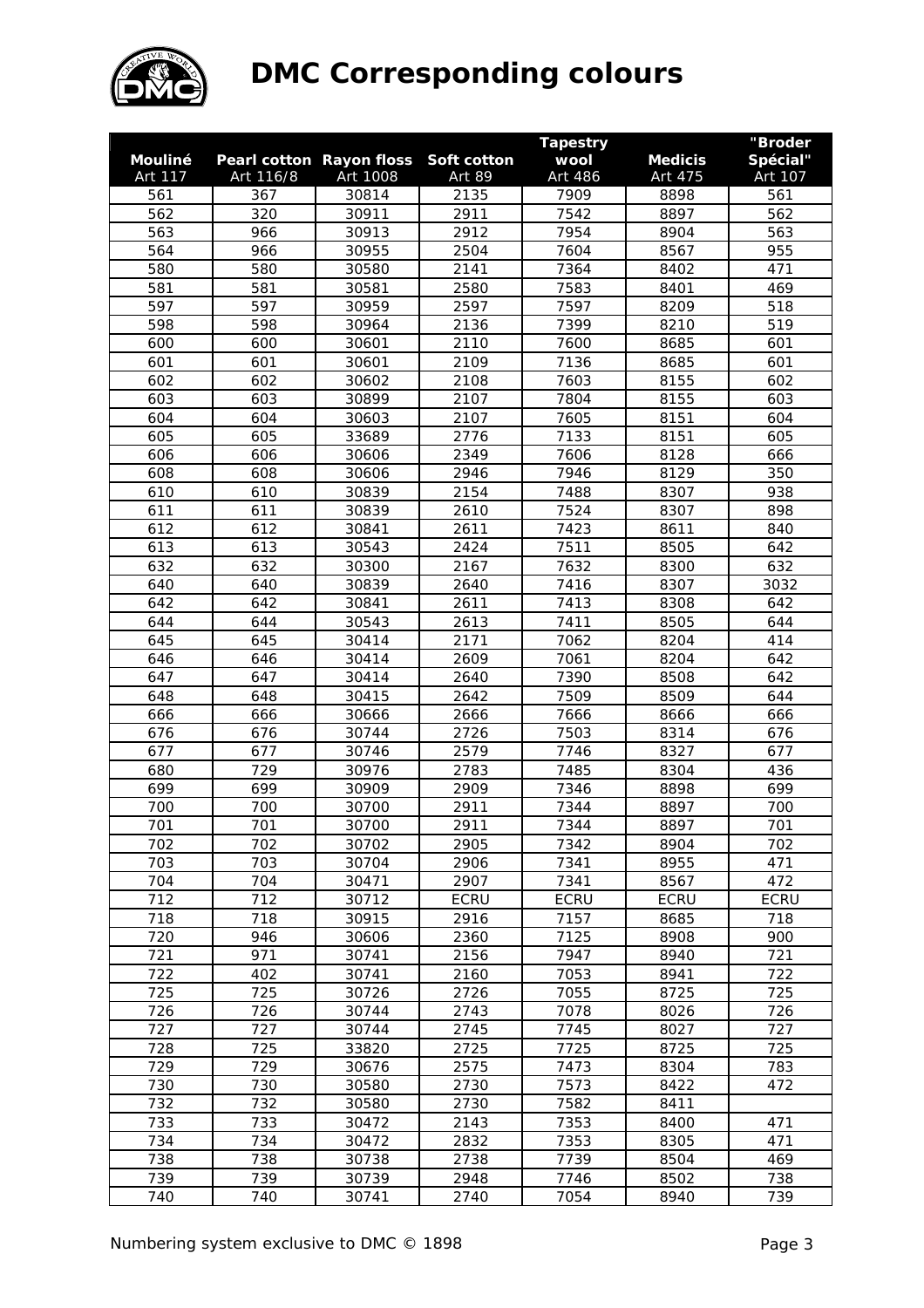# DMC Corresponding colours

| Mouliné Art 117 | Pearl cotton Art 116/8 | Rayon floss Art 1008 | Soft cotton Art 89 | Tapestry wool Art 486 | Medicis Art 475 | "Broder Spécial" Art 107 |
|---|---|---|---|---|---|---|
| 561 | 367 | 30814 | 2135 | 7909 | 8898 | 561 |
| 562 | 320 | 30911 | 2911 | 7542 | 8897 | 562 |
| 563 | 966 | 30913 | 2912 | 7954 | 8904 | 563 |
| 564 | 966 | 30955 | 2504 | 7604 | 8567 | 955 |
| 580 | 580 | 30580 | 2141 | 7364 | 8402 | 471 |
| 581 | 581 | 30581 | 2580 | 7583 | 8401 | 469 |
| 597 | 597 | 30959 | 2597 | 7597 | 8209 | 518 |
| 598 | 598 | 30964 | 2136 | 7399 | 8210 | 519 |
| 600 | 600 | 30601 | 2110 | 7600 | 8685 | 601 |
| 601 | 601 | 30601 | 2109 | 7136 | 8685 | 601 |
| 602 | 602 | 30602 | 2108 | 7603 | 8155 | 602 |
| 603 | 603 | 30899 | 2107 | 7804 | 8155 | 603 |
| 604 | 604 | 30603 | 2107 | 7605 | 8151 | 604 |
| 605 | 605 | 33689 | 2776 | 7133 | 8151 | 605 |
| 606 | 606 | 30606 | 2349 | 7606 | 8128 | 666 |
| 608 | 608 | 30606 | 2946 | 7946 | 8129 | 350 |
| 610 | 610 | 30839 | 2154 | 7488 | 8307 | 938 |
| 611 | 611 | 30839 | 2610 | 7524 | 8307 | 898 |
| 612 | 612 | 30841 | 2611 | 7423 | 8611 | 840 |
| 613 | 613 | 30543 | 2424 | 7511 | 8505 | 642 |
| 632 | 632 | 30300 | 2167 | 7632 | 8300 | 632 |
| 640 | 640 | 30839 | 2640 | 7416 | 8307 | 3032 |
| 642 | 642 | 30841 | 2611 | 7413 | 8308 | 642 |
| 644 | 644 | 30543 | 2613 | 7411 | 8505 | 644 |
| 645 | 645 | 30414 | 2171 | 7062 | 8204 | 414 |
| 646 | 646 | 30414 | 2609 | 7061 | 8204 | 642 |
| 647 | 647 | 30414 | 2640 | 7390 | 8508 | 642 |
| 648 | 648 | 30415 | 2642 | 7509 | 8509 | 644 |
| 666 | 666 | 30666 | 2666 | 7666 | 8666 | 666 |
| 676 | 676 | 30744 | 2726 | 7503 | 8314 | 676 |
| 677 | 677 | 30746 | 2579 | 7746 | 8327 | 677 |
| 680 | 729 | 30976 | 2783 | 7485 | 8304 | 436 |
| 699 | 699 | 30909 | 2909 | 7346 | 8898 | 699 |
| 700 | 700 | 30700 | 2911 | 7344 | 8897 | 700 |
| 701 | 701 | 30700 | 2911 | 7344 | 8897 | 701 |
| 702 | 702 | 30702 | 2905 | 7342 | 8904 | 702 |
| 703 | 703 | 30704 | 2906 | 7341 | 8955 | 471 |
| 704 | 704 | 30471 | 2907 | 7341 | 8567 | 472 |
| 712 | 712 | 30712 | ECRU | ECRU | ECRU | ECRU |
| 718 | 718 | 30915 | 2916 | 7157 | 8685 | 718 |
| 720 | 946 | 30606 | 2360 | 7125 | 8908 | 900 |
| 721 | 971 | 30741 | 2156 | 7947 | 8940 | 721 |
| 722 | 402 | 30741 | 2160 | 7053 | 8941 | 722 |
| 725 | 725 | 30726 | 2726 | 7055 | 8725 | 725 |
| 726 | 726 | 30744 | 2743 | 7078 | 8026 | 726 |
| 727 | 727 | 30744 | 2745 | 7745 | 8027 | 727 |
| 728 | 725 | 33820 | 2725 | 7725 | 8725 | 725 |
| 729 | 729 | 30676 | 2575 | 7473 | 8304 | 783 |
| 730 | 730 | 30580 | 2730 | 7573 | 8422 | 472 |
| 732 | 732 | 30580 | 2730 | 7582 | 8411 | |
| 733 | 733 | 30472 | 2143 | 7353 | 8400 | 471 |
| 734 | 734 | 30472 | 2832 | 7353 | 8305 | 471 |
| 738 | 738 | 30738 | 2738 | 7739 | 8504 | 469 |
| 739 | 739 | 30739 | 2948 | 7746 | 8502 | 738 |
| 740 | 740 | 30741 | 2740 | 7054 | 8940 | 739 |

Numbering system exclusive to DMC © 1898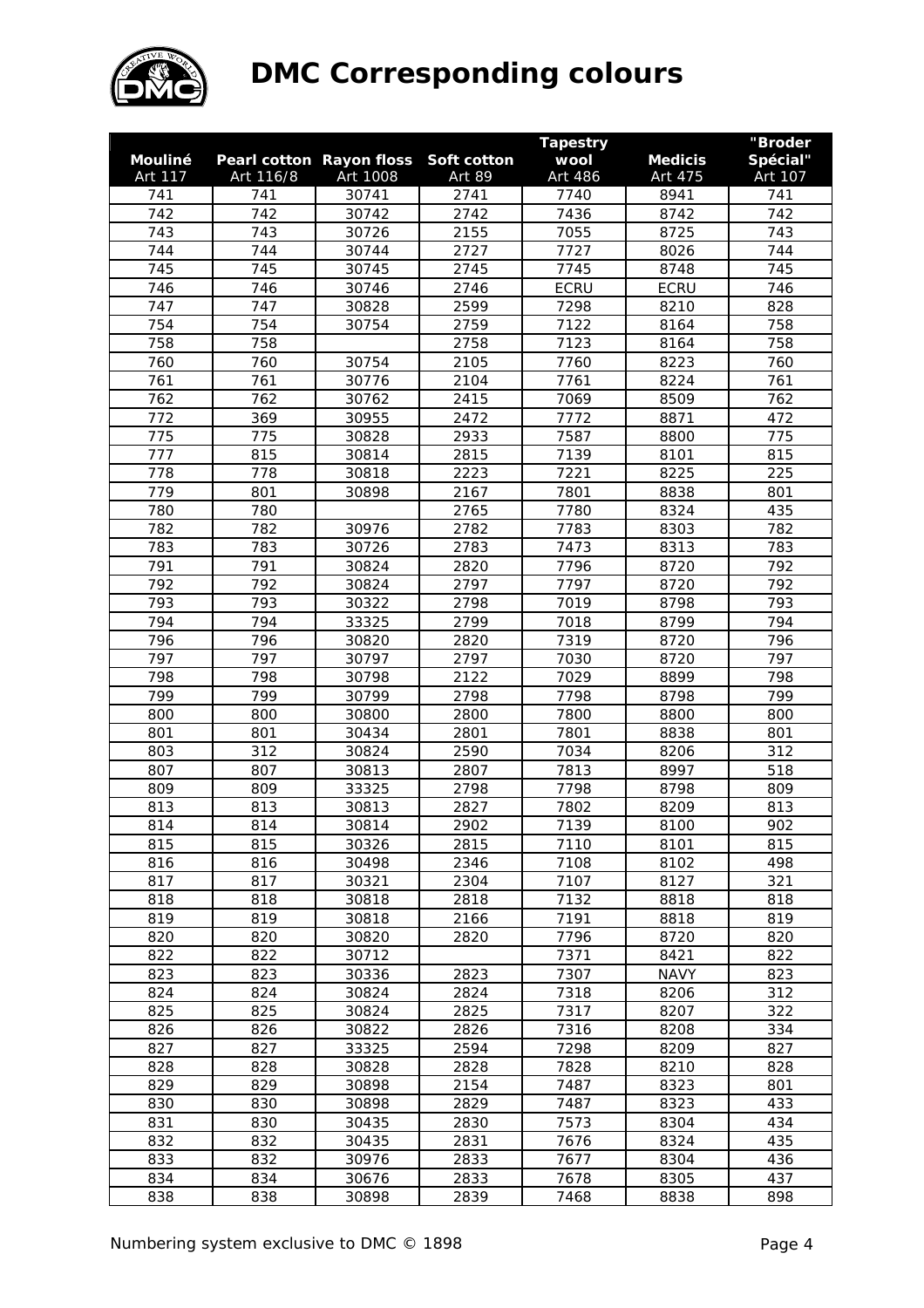# DMC Corresponding colours

| Mouliné Art 117 | Pearl cotton Art 116/8 | Rayon floss Art 1008 | Soft cotton Art 89 | Tapestry wool Art 486 | Medicis Art 475 | "Broder Spécial" Art 107 |
|---|---|---|---|---|---|---|
| 741 | 741 | 30741 | 2741 | 7740 | 8941 | 741 |
| 742 | 742 | 30742 | 2742 | 7436 | 8742 | 742 |
| 743 | 743 | 30726 | 2155 | 7055 | 8725 | 743 |
| 744 | 744 | 30744 | 2727 | 7727 | 8026 | 744 |
| 745 | 745 | 30745 | 2745 | 7745 | 8748 | 745 |
| 746 | 746 | 30746 | 2746 | ECRU | ECRU | 746 |
| 747 | 747 | 30828 | 2599 | 7298 | 8210 | 828 |
| 754 | 754 | 30754 | 2759 | 7122 | 8164 | 758 |
| 758 | 758 | | 2758 | 7123 | 8164 | 758 |
| 760 | 760 | 30754 | 2105 | 7760 | 8223 | 760 |
| 761 | 761 | 30776 | 2104 | 7761 | 8224 | 761 |
| 762 | 762 | 30762 | 2415 | 7069 | 8509 | 762 |
| 772 | 369 | 30955 | 2472 | 7772 | 8871 | 472 |
| 775 | 775 | 30828 | 2933 | 7587 | 8800 | 775 |
| 777 | 815 | 30814 | 2815 | 7139 | 8101 | 815 |
| 778 | 778 | 30818 | 2223 | 7221 | 8225 | 225 |
| 779 | 801 | 30898 | 2167 | 7801 | 8838 | 801 |
| 780 | 780 | | 2765 | 7780 | 8324 | 435 |
| 782 | 782 | 30976 | 2782 | 7783 | 8303 | 782 |
| 783 | 783 | 30726 | 2783 | 7473 | 8313 | 783 |
| 791 | 791 | 30824 | 2820 | 7796 | 8720 | 792 |
| 792 | 792 | 30824 | 2797 | 7797 | 8720 | 792 |
| 793 | 793 | 30322 | 2798 | 7019 | 8798 | 793 |
| 794 | 794 | 33325 | 2799 | 7018 | 8799 | 794 |
| 796 | 796 | 30820 | 2820 | 7319 | 8720 | 796 |
| 797 | 797 | 30797 | 2797 | 7030 | 8720 | 797 |
| 798 | 798 | 30798 | 2122 | 7029 | 8899 | 798 |
| 799 | 799 | 30799 | 2798 | 7798 | 8798 | 799 |
| 800 | 800 | 30800 | 2800 | 7800 | 8800 | 800 |
| 801 | 801 | 30434 | 2801 | 7801 | 8838 | 801 |
| 803 | 312 | 30824 | 2590 | 7034 | 8206 | 312 |
| 807 | 807 | 30813 | 2807 | 7813 | 8997 | 518 |
| 809 | 809 | 33325 | 2798 | 7798 | 8798 | 809 |
| 813 | 813 | 30813 | 2827 | 7802 | 8209 | 813 |
| 814 | 814 | 30814 | 2902 | 7139 | 8100 | 902 |
| 815 | 815 | 30326 | 2815 | 7110 | 8101 | 815 |
| 816 | 816 | 30498 | 2346 | 7108 | 8102 | 498 |
| 817 | 817 | 30321 | 2304 | 7107 | 8127 | 321 |
| 818 | 818 | 30818 | 2818 | 7132 | 8818 | 818 |
| 819 | 819 | 30818 | 2166 | 7191 | 8818 | 819 |
| 820 | 820 | 30820 | 2820 | 7796 | 8720 | 820 |
| 822 | 822 | 30712 | | 7371 | 8421 | 822 |
| 823 | 823 | 30336 | 2823 | 7307 | NAVY | 823 |
| 824 | 824 | 30824 | 2824 | 7318 | 8206 | 312 |
| 825 | 825 | 30824 | 2825 | 7317 | 8207 | 322 |
| 826 | 826 | 30822 | 2826 | 7316 | 8208 | 334 |
| 827 | 827 | 33325 | 2594 | 7298 | 8209 | 827 |
| 828 | 828 | 30828 | 2828 | 7828 | 8210 | 828 |
| 829 | 829 | 30898 | 2154 | 7487 | 8323 | 801 |
| 830 | 830 | 30898 | 2829 | 7487 | 8323 | 433 |
| 831 | 830 | 30435 | 2830 | 7573 | 8304 | 434 |
| 832 | 832 | 30435 | 2831 | 7676 | 8324 | 435 |
| 833 | 832 | 30976 | 2833 | 7677 | 8304 | 436 |
| 834 | 834 | 30676 | 2833 | 7678 | 8305 | 437 |
| 838 | 838 | 30898 | 2839 | 7468 | 8838 | 898 |

Numbering system exclusive to DMC © 1898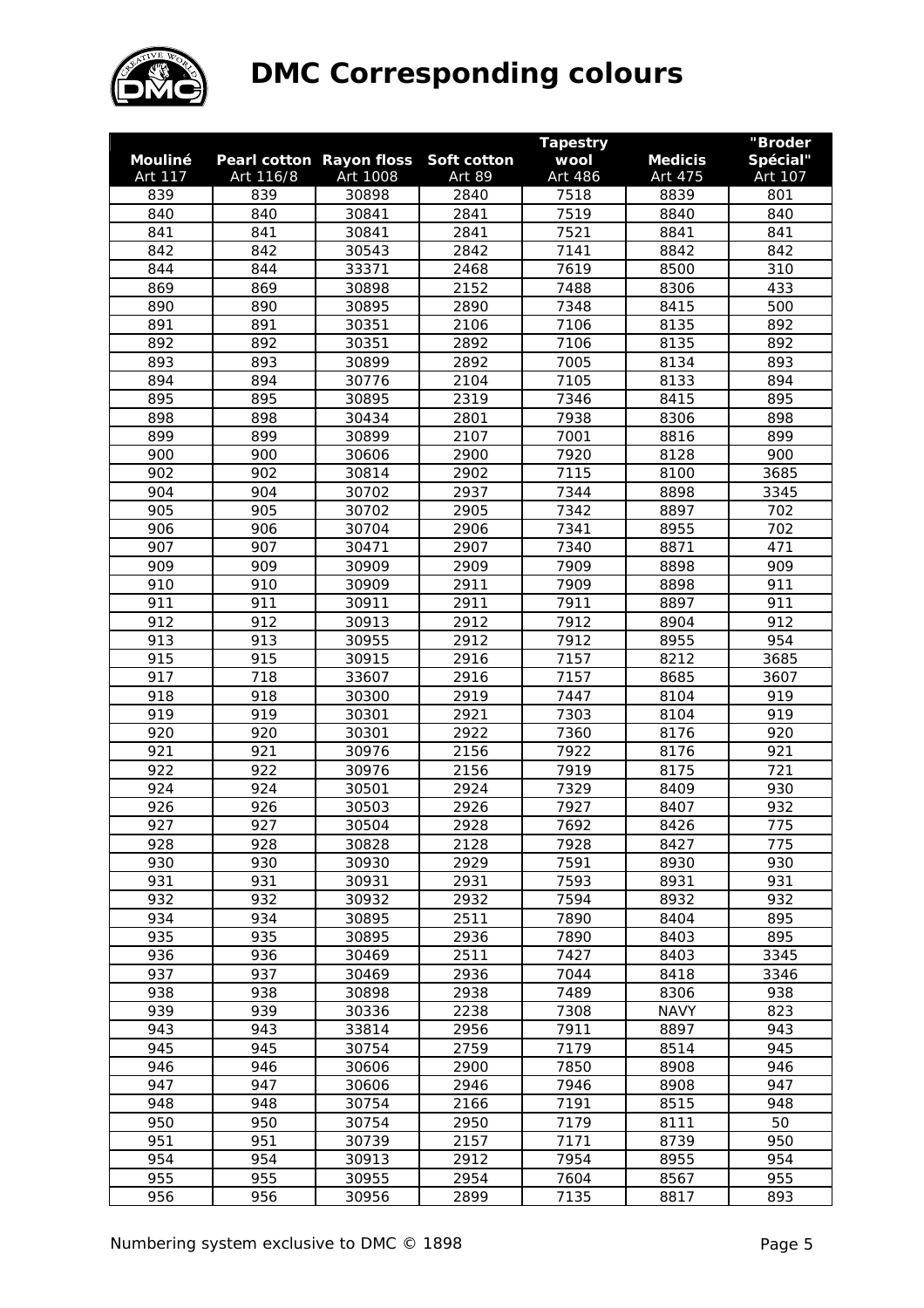# DMC Corresponding colours

| Mouliné Art 117 | Pearl cotton Art 116/8 | Rayon floss Art 1008 | Soft cotton Art 89 | Tapestry wool Art 486 | Medicis Art 475 | "Broder Spécial" Art 107 |
|---|---|---|---|---|---|---|
| 839 | 839 | 30898 | 2840 | 7518 | 8839 | 801 |
| 840 | 840 | 30841 | 2841 | 7519 | 8840 | 840 |
| 841 | 841 | 30841 | 2841 | 7521 | 8841 | 841 |
| 842 | 842 | 30543 | 2842 | 7141 | 8842 | 842 |
| 844 | 844 | 33371 | 2468 | 7619 | 8500 | 310 |
| 869 | 869 | 30898 | 2152 | 7488 | 8306 | 433 |
| 890 | 890 | 30895 | 2890 | 7348 | 8415 | 500 |
| 891 | 891 | 30351 | 2106 | 7106 | 8135 | 892 |
| 892 | 892 | 30351 | 2892 | 7106 | 8135 | 892 |
| 893 | 893 | 30899 | 2892 | 7005 | 8134 | 893 |
| 894 | 894 | 30776 | 2104 | 7105 | 8133 | 894 |
| 895 | 895 | 30895 | 2319 | 7346 | 8415 | 895 |
| 898 | 898 | 30434 | 2801 | 7938 | 8306 | 898 |
| 899 | 899 | 30899 | 2107 | 7001 | 8816 | 899 |
| 900 | 900 | 30606 | 2900 | 7920 | 8128 | 900 |
| 902 | 902 | 30814 | 2902 | 7115 | 8100 | 3685 |
| 904 | 904 | 30702 | 2937 | 7344 | 8898 | 3345 |
| 905 | 905 | 30702 | 2905 | 7342 | 8897 | 702 |
| 906 | 906 | 30704 | 2906 | 7341 | 8955 | 702 |
| 907 | 907 | 30471 | 2907 | 7340 | 8871 | 471 |
| 909 | 909 | 30909 | 2909 | 7909 | 8898 | 909 |
| 910 | 910 | 30909 | 2911 | 7909 | 8898 | 911 |
| 911 | 911 | 30911 | 2911 | 7911 | 8897 | 911 |
| 912 | 912 | 30913 | 2912 | 7912 | 8904 | 912 |
| 913 | 913 | 30955 | 2912 | 7912 | 8955 | 954 |
| 915 | 915 | 30915 | 2916 | 7157 | 8212 | 3685 |
| 917 | 718 | 33607 | 2916 | 7157 | 8685 | 3607 |
| 918 | 918 | 30300 | 2919 | 7447 | 8104 | 919 |
| 919 | 919 | 30301 | 2921 | 7303 | 8104 | 919 |
| 920 | 920 | 30301 | 2922 | 7360 | 8176 | 920 |
| 921 | 921 | 30976 | 2156 | 7922 | 8176 | 921 |
| 922 | 922 | 30976 | 2156 | 7919 | 8175 | 721 |
| 924 | 924 | 30501 | 2924 | 7329 | 8409 | 930 |
| 926 | 926 | 30503 | 2926 | 7927 | 8407 | 932 |
| 927 | 927 | 30504 | 2928 | 7692 | 8426 | 775 |
| 928 | 928 | 30828 | 2128 | 7928 | 8427 | 775 |
| 930 | 930 | 30930 | 2929 | 7591 | 8930 | 930 |
| 931 | 931 | 30931 | 2931 | 7593 | 8931 | 931 |
| 932 | 932 | 30932 | 2932 | 7594 | 8932 | 932 |
| 934 | 934 | 30895 | 2511 | 7890 | 8404 | 895 |
| 935 | 935 | 30895 | 2936 | 7890 | 8403 | 895 |
| 936 | 936 | 30469 | 2511 | 7427 | 8403 | 3345 |
| 937 | 937 | 30469 | 2936 | 7044 | 8418 | 3346 |
| 938 | 938 | 30898 | 2938 | 7489 | 8306 | 938 |
| 939 | 939 | 30336 | 2238 | 7308 | NAVY | 823 |
| 943 | 943 | 33814 | 2956 | 7911 | 8897 | 943 |
| 945 | 945 | 30754 | 2759 | 7179 | 8514 | 945 |
| 946 | 946 | 30606 | 2900 | 7850 | 8908 | 946 |
| 947 | 947 | 30606 | 2946 | 7946 | 8908 | 947 |
| 948 | 948 | 30754 | 2166 | 7191 | 8515 | 948 |
| 950 | 950 | 30754 | 2950 | 7179 | 8111 | 50 |
| 951 | 951 | 30739 | 2157 | 7171 | 8739 | 950 |
| 954 | 954 | 30913 | 2912 | 7954 | 8955 | 954 |
| 955 | 955 | 30955 | 2954 | 7604 | 8567 | 955 |
| 956 | 956 | 30956 | 2899 | 7135 | 8817 | 893 |

Numbering system exclusive to DMC © 1898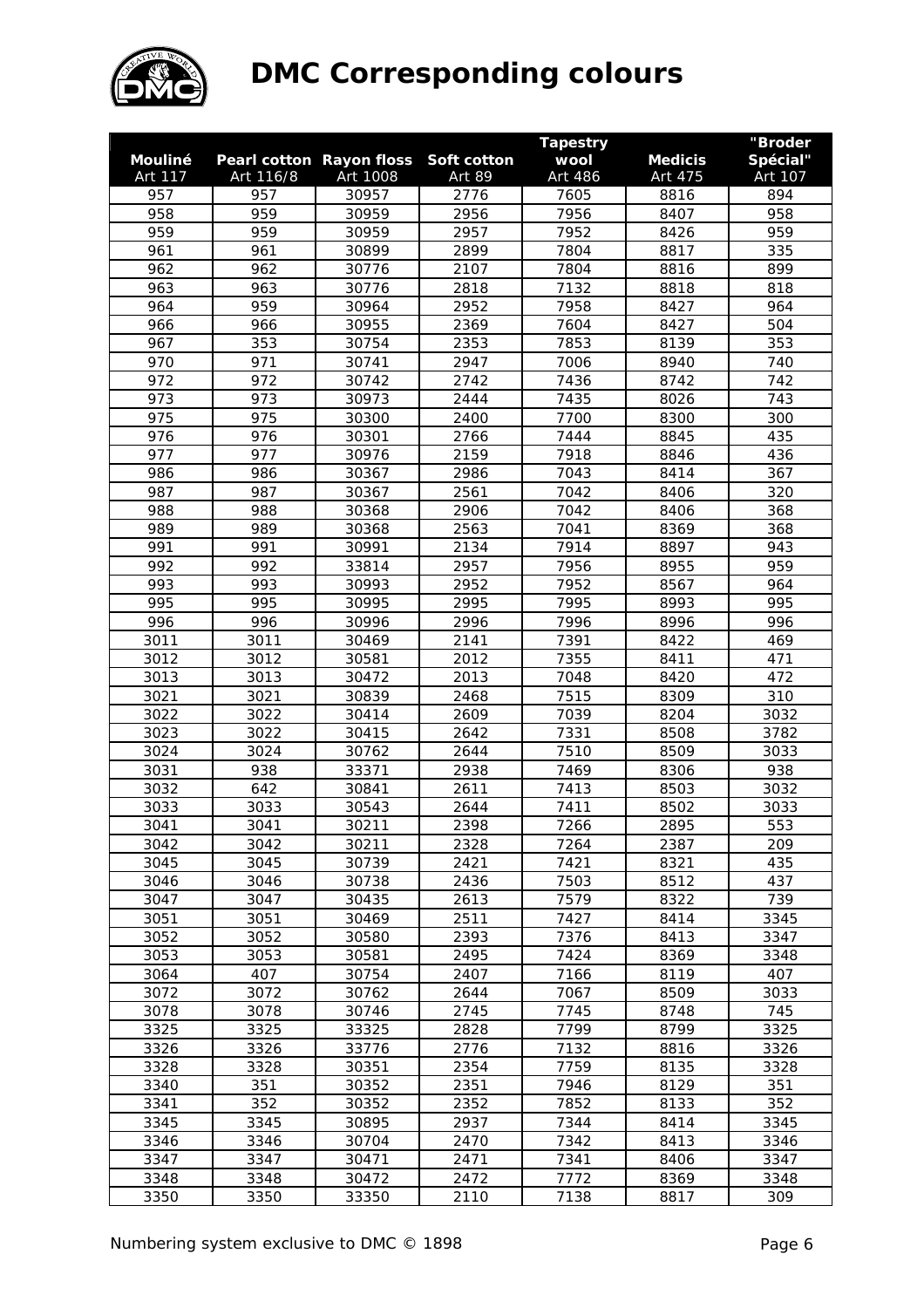# DMC Corresponding colours

| Mouliné Art 117 | Pearl cotton Art 116/8 | Rayon floss Art 1008 | Soft cotton Art 89 | Tapestry wool Art 486 | Medicis Art 475 | "Broder Spécial" Art 107 |
|---|---|---|---|---|---|---|
| 957 | 957 | 30957 | 2776 | 7605 | 8816 | 894 |
| 958 | 959 | 30959 | 2956 | 7956 | 8407 | 958 |
| 959 | 959 | 30959 | 2957 | 7952 | 8426 | 959 |
| 961 | 961 | 30899 | 2899 | 7804 | 8817 | 335 |
| 962 | 962 | 30776 | 2107 | 7804 | 8816 | 899 |
| 963 | 963 | 30776 | 2818 | 7132 | 8818 | 818 |
| 964 | 959 | 30964 | 2952 | 7958 | 8427 | 964 |
| 966 | 966 | 30955 | 2369 | 7604 | 8427 | 504 |
| 967 | 353 | 30754 | 2353 | 7853 | 8139 | 353 |
| 970 | 971 | 30741 | 2947 | 7006 | 8940 | 740 |
| 972 | 972 | 30742 | 2742 | 7436 | 8742 | 742 |
| 973 | 973 | 30973 | 2444 | 7435 | 8026 | 743 |
| 975 | 975 | 30300 | 2400 | 7700 | 8300 | 300 |
| 976 | 976 | 30301 | 2766 | 7444 | 8845 | 435 |
| 977 | 977 | 30976 | 2159 | 7918 | 8846 | 436 |
| 986 | 986 | 30367 | 2986 | 7043 | 8414 | 367 |
| 987 | 987 | 30367 | 2561 | 7042 | 8406 | 320 |
| 988 | 988 | 30368 | 2906 | 7042 | 8406 | 368 |
| 989 | 989 | 30368 | 2563 | 7041 | 8369 | 368 |
| 991 | 991 | 30991 | 2134 | 7914 | 8897 | 943 |
| 992 | 992 | 33814 | 2957 | 7956 | 8955 | 959 |
| 993 | 993 | 30993 | 2952 | 7952 | 8567 | 964 |
| 995 | 995 | 30995 | 2995 | 7995 | 8993 | 995 |
| 996 | 996 | 30996 | 2996 | 7996 | 8996 | 996 |
| 3011 | 3011 | 30469 | 2141 | 7391 | 8422 | 469 |
| 3012 | 3012 | 30581 | 2012 | 7355 | 8411 | 471 |
| 3013 | 3013 | 30472 | 2013 | 7048 | 8420 | 472 |
| 3021 | 3021 | 30839 | 2468 | 7515 | 8309 | 310 |
| 3022 | 3022 | 30414 | 2609 | 7039 | 8204 | 3032 |
| 3023 | 3022 | 30415 | 2642 | 7331 | 8508 | 3782 |
| 3024 | 3024 | 30762 | 2644 | 7510 | 8509 | 3033 |
| 3031 | 938 | 33371 | 2938 | 7469 | 8306 | 938 |
| 3032 | 642 | 30841 | 2611 | 7413 | 8503 | 3032 |
| 3033 | 3033 | 30543 | 2644 | 7411 | 8502 | 3033 |
| 3041 | 3041 | 30211 | 2398 | 7266 | 2895 | 553 |
| 3042 | 3042 | 30211 | 2328 | 7264 | 2387 | 209 |
| 3045 | 3045 | 30739 | 2421 | 7421 | 8321 | 435 |
| 3046 | 3046 | 30738 | 2436 | 7503 | 8512 | 437 |
| 3047 | 3047 | 30435 | 2613 | 7579 | 8322 | 739 |
| 3051 | 3051 | 30469 | 2511 | 7427 | 8414 | 3345 |
| 3052 | 3052 | 30580 | 2393 | 7376 | 8413 | 3347 |
| 3053 | 3053 | 30581 | 2495 | 7424 | 8369 | 3348 |
| 3064 | 407 | 30754 | 2407 | 7166 | 8119 | 407 |
| 3072 | 3072 | 30762 | 2644 | 7067 | 8509 | 3033 |
| 3078 | 3078 | 30746 | 2745 | 7745 | 8748 | 745 |
| 3325 | 3325 | 33325 | 2828 | 7799 | 8799 | 3325 |
| 3326 | 3326 | 33776 | 2776 | 7132 | 8816 | 3326 |
| 3328 | 3328 | 30351 | 2354 | 7759 | 8135 | 3328 |
| 3340 | 351 | 30352 | 2351 | 7946 | 8129 | 351 |
| 3341 | 352 | 30352 | 2352 | 7852 | 8133 | 352 |
| 3345 | 3345 | 30895 | 2937 | 7344 | 8414 | 3345 |
| 3346 | 3346 | 30704 | 2470 | 7342 | 8413 | 3346 |
| 3347 | 3347 | 30471 | 2471 | 7341 | 8406 | 3347 |
| 3348 | 3348 | 30472 | 2472 | 7772 | 8369 | 3348 |
| 3350 | 3350 | 33350 | 2110 | 7138 | 8817 | 309 |

Numbering system exclusive to DMC © 1898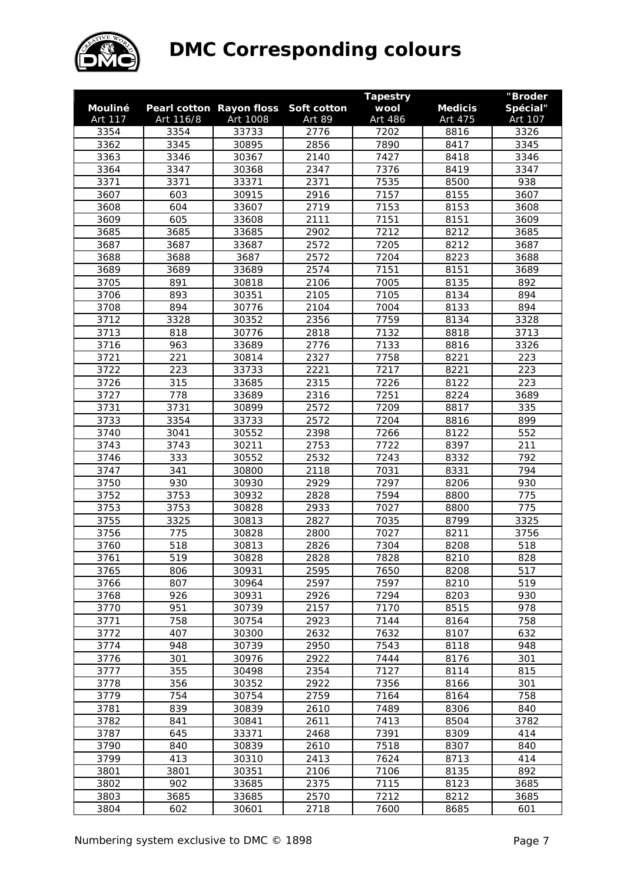# DMC Corresponding colours

| **Mouliné** Art 117 | **Pearl cotton** Art 116/8 | **Rayon floss** Art 1008 | **Soft cotton** Art 89 | **Tapestry wool** Art 486 | **Medicis** Art 475 | **"Broder Spécial"** Art 107 |
|---|---|---|---|---|---|---|
| 3354 | 3354 | 33733 | 2776 | 7202 | 8816 | 3326 |
| 3362 | 3345 | 30895 | 2856 | 7890 | 8417 | 3345 |
| 3363 | 3346 | 30367 | 2140 | 7427 | 8418 | 3346 |
| 3364 | 3347 | 30368 | 2347 | 7376 | 8419 | 3347 |
| 3371 | 3371 | 33371 | 2371 | 7535 | 8500 | 938 |
| 3607 | 603 | 30915 | 2916 | 7157 | 8155 | 3607 |
| 3608 | 604 | 33607 | 2719 | 7153 | 8153 | 3608 |
| 3609 | 605 | 33608 | 2111 | 7151 | 8151 | 3609 |
| 3685 | 3685 | 33685 | 2902 | 7212 | 8212 | 3685 |
| 3687 | 3687 | 33687 | 2572 | 7205 | 8212 | 3687 |
| 3688 | 3688 | 3687 | 2572 | 7204 | 8223 | 3688 |
| 3689 | 3689 | 33689 | 2574 | 7151 | 8151 | 3689 |
| 3705 | 891 | 30818 | 2106 | 7005 | 8135 | 892 |
| 3706 | 893 | 30351 | 2105 | 7105 | 8134 | 894 |
| 3708 | 894 | 30776 | 2104 | 7004 | 8133 | 894 |
| 3712 | 3328 | 30352 | 2356 | 7759 | 8134 | 3328 |
| 3713 | 818 | 30776 | 2818 | 7132 | 8818 | 3713 |
| 3716 | 963 | 33689 | 2776 | 7133 | 8816 | 3326 |
| 3721 | 221 | 30814 | 2327 | 7758 | 8221 | 223 |
| 3722 | 223 | 33733 | 2221 | 7217 | 8221 | 223 |
| 3726 | 315 | 33685 | 2315 | 7226 | 8122 | 223 |
| 3727 | 778 | 33689 | 2316 | 7251 | 8224 | 3689 |
| 3731 | 3731 | 30899 | 2572 | 7209 | 8817 | 335 |
| 3733 | 3354 | 33733 | 2572 | 7204 | 8816 | 899 |
| 3740 | 3041 | 30552 | 2398 | 7266 | 8122 | 552 |
| 3743 | 3743 | 30211 | 2753 | 7722 | 8397 | 211 |
| 3746 | 333 | 30552 | 2532 | 7243 | 8332 | 792 |
| 3747 | 341 | 30800 | 2118 | 7031 | 8331 | 794 |
| 3750 | 930 | 30930 | 2929 | 7297 | 8206 | 930 |
| 3752 | 3753 | 30932 | 2828 | 7594 | 8800 | 775 |
| 3753 | 3753 | 30828 | 2933 | 7027 | 8800 | 775 |
| 3755 | 3325 | 30813 | 2827 | 7035 | 8799 | 3325 |
| 3756 | 775 | 30828 | 2800 | 7027 | 8211 | 3756 |
| 3760 | 518 | 30813 | 2826 | 7304 | 8208 | 518 |
| 3761 | 519 | 30828 | 2828 | 7828 | 8210 | 828 |
| 3765 | 806 | 30931 | 2595 | 7650 | 8208 | 517 |
| 3766 | 807 | 30964 | 2597 | 7597 | 8210 | 519 |
| 3768 | 926 | 30931 | 2926 | 7294 | 8203 | 930 |
| 3770 | 951 | 30739 | 2157 | 7170 | 8515 | 978 |
| 3771 | 758 | 30754 | 2923 | 7144 | 8164 | 758 |
| 3772 | 407 | 30300 | 2632 | 7632 | 8107 | 632 |
| 3774 | 948 | 30739 | 2950 | 7543 | 8118 | 948 |
| 3776 | 301 | 30976 | 2922 | 7444 | 8176 | 301 |
| 3777 | 355 | 30498 | 2354 | 7127 | 8114 | 815 |
| 3778 | 356 | 30352 | 2922 | 7356 | 8166 | 301 |
| 3779 | 754 | 30754 | 2759 | 7164 | 8164 | 758 |
| 3781 | 839 | 30839 | 2610 | 7489 | 8306 | 840 |
| 3782 | 841 | 30841 | 2611 | 7413 | 8504 | 3782 |
| 3787 | 645 | 33371 | 2468 | 7391 | 8309 | 414 |
| 3790 | 840 | 30839 | 2610 | 7518 | 8307 | 840 |
| 3799 | 413 | 30310 | 2413 | 7624 | 8713 | 414 |
| 3801 | 3801 | 30351 | 2106 | 7106 | 8135 | 892 |
| 3802 | 902 | 33685 | 2375 | 7115 | 8123 | 3685 |
| 3803 | 3685 | 33685 | 2570 | 7212 | 8212 | 3685 |
| 3804 | 602 | 30601 | 2718 | 7600 | 8685 | 601 |

Numbering system exclusive to DMC © 1898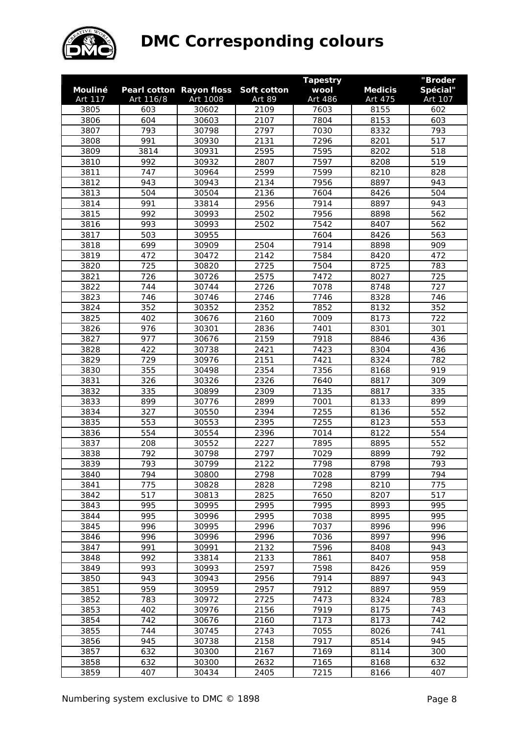# DMC Corresponding colours

| Mouliné Art 117 | Pearl cotton Art 116/8 | Rayon floss Art 1008 | Soft cotton Art 89 | Tapestry wool Art 486 | Medicis Art 475 | "Broder Spécial" Art 107 |
|---|---|---|---|---|---|---|
| 3805 | 603 | 30602 | 2109 | 7603 | 8155 | 602 |
| 3806 | 604 | 30603 | 2107 | 7804 | 8153 | 603 |
| 3807 | 793 | 30798 | 2797 | 7030 | 8332 | 793 |
| 3808 | 991 | 30930 | 2131 | 7296 | 8201 | 517 |
| 3809 | 3814 | 30931 | 2595 | 7595 | 8202 | 518 |
| 3810 | 992 | 30932 | 2807 | 7597 | 8208 | 519 |
| 3811 | 747 | 30964 | 2599 | 7599 | 8210 | 828 |
| 3812 | 943 | 30943 | 2134 | 7956 | 8897 | 943 |
| 3813 | 504 | 30504 | 2136 | 7604 | 8426 | 504 |
| 3814 | 991 | 33814 | 2956 | 7914 | 8897 | 943 |
| 3815 | 992 | 30993 | 2502 | 7956 | 8898 | 562 |
| 3816 | 993 | 30993 | 2502 | 7542 | 8407 | 562 |
| 3817 | 503 | 30955 | | 7604 | 8426 | 563 |
| 3818 | 699 | 30909 | 2504 | 7914 | 8898 | 909 |
| 3819 | 472 | 30472 | 2142 | 7584 | 8420 | 472 |
| 3820 | 725 | 30820 | 2725 | 7504 | 8725 | 783 |
| 3821 | 726 | 30726 | 2575 | 7472 | 8027 | 725 |
| 3822 | 744 | 30744 | 2726 | 7078 | 8748 | 727 |
| 3823 | 746 | 30746 | 2746 | 7746 | 8328 | 746 |
| 3824 | 352 | 30352 | 2352 | 7852 | 8132 | 352 |
| 3825 | 402 | 30676 | 2160 | 7009 | 8173 | 722 |
| 3826 | 976 | 30301 | 2836 | 7401 | 8301 | 301 |
| 3827 | 977 | 30676 | 2159 | 7918 | 8846 | 436 |
| 3828 | 422 | 30738 | 2421 | 7423 | 8304 | 436 |
| 3829 | 729 | 30976 | 2151 | 7421 | 8324 | 782 |
| 3830 | 355 | 30498 | 2354 | 7356 | 8168 | 919 |
| 3831 | 326 | 30326 | 2326 | 7640 | 8817 | 309 |
| 3832 | 335 | 30899 | 2309 | 7135 | 8817 | 335 |
| 3833 | 899 | 30776 | 2899 | 7001 | 8133 | 899 |
| 3834 | 327 | 30550 | 2394 | 7255 | 8136 | 552 |
| 3835 | 553 | 30553 | 2395 | 7255 | 8123 | 553 |
| 3836 | 554 | 30554 | 2396 | 7014 | 8122 | 554 |
| 3837 | 208 | 30552 | 2227 | 7895 | 8895 | 552 |
| 3838 | 792 | 30798 | 2797 | 7029 | 8899 | 792 |
| 3839 | 793 | 30799 | 2122 | 7798 | 8798 | 793 |
| 3840 | 794 | 30800 | 2798 | 7028 | 8799 | 794 |
| 3841 | 775 | 30828 | 2828 | 7298 | 8210 | 775 |
| 3842 | 517 | 30813 | 2825 | 7650 | 8207 | 517 |
| 3843 | 995 | 30995 | 2995 | 7995 | 8993 | 995 |
| 3844 | 995 | 30996 | 2995 | 7038 | 8995 | 995 |
| 3845 | 996 | 30995 | 2996 | 7037 | 8996 | 996 |
| 3846 | 996 | 30996 | 2996 | 7036 | 8997 | 996 |
| 3847 | 991 | 30991 | 2132 | 7596 | 8408 | 943 |
| 3848 | 992 | 33814 | 2133 | 7861 | 8407 | 958 |
| 3849 | 993 | 30993 | 2597 | 7598 | 8426 | 959 |
| 3850 | 943 | 30943 | 2956 | 7914 | 8897 | 943 |
| 3851 | 959 | 30959 | 2957 | 7912 | 8897 | 959 |
| 3852 | 783 | 30972 | 2725 | 7473 | 8324 | 783 |
| 3853 | 402 | 30976 | 2156 | 7919 | 8175 | 743 |
| 3854 | 742 | 30676 | 2160 | 7173 | 8173 | 742 |
| 3855 | 744 | 30745 | 2743 | 7055 | 8026 | 741 |
| 3856 | 945 | 30738 | 2158 | 7917 | 8514 | 945 |
| 3857 | 632 | 30300 | 2167 | 7169 | 8114 | 300 |
| 3858 | 632 | 30300 | 2632 | 7165 | 8168 | 632 |
| 3859 | 407 | 30434 | 2405 | 7215 | 8166 | 407 |

Numbering system exclusive to DMC © 1898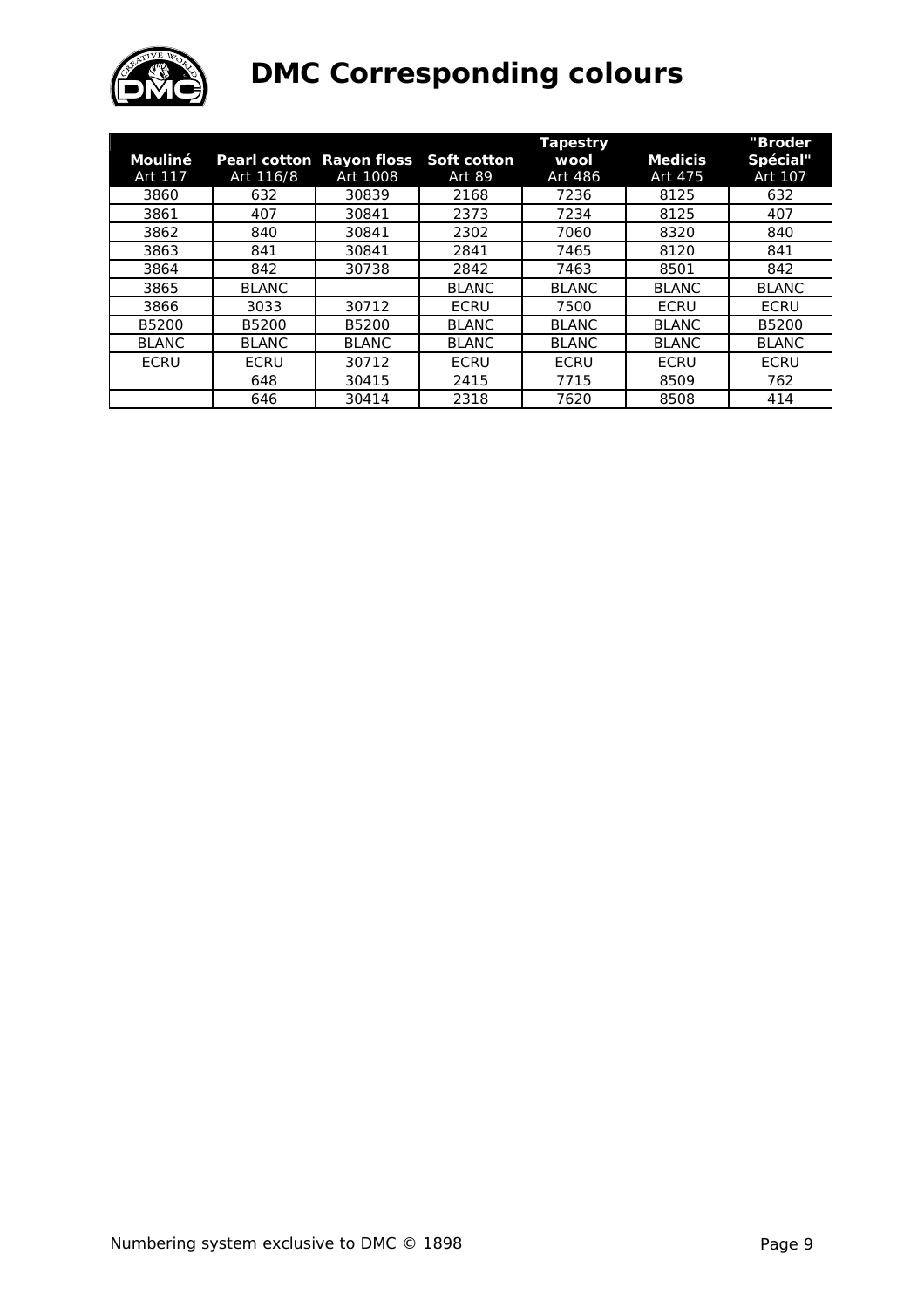# DMC Corresponding colours

| Mouliné Art 117 | Pearl cotton Art 116/8 | Rayon floss Art 1008 | Soft cotton Art 89 | Tapestry wool Art 486 | Medicis Art 475 | "Broder Spécial" Art 107 |
|---|---|---|---|---|---|---|
| 3860 | 632 | 30839 | 2168 | 7236 | 8125 | 632 |
| 3861 | 407 | 30841 | 2373 | 7234 | 8125 | 407 |
| 3862 | 840 | 30841 | 2302 | 7060 | 8320 | 840 |
| 3863 | 841 | 30841 | 2841 | 7465 | 8120 | 841 |
| 3864 | 842 | 30738 | 2842 | 7463 | 8501 | 842 |
| 3865 | BLANC | | BLANC | BLANC | BLANC | BLANC |
| 3866 | 3033 | 30712 | ECRU | 7500 | ECRU | ECRU |
| B5200 | B5200 | B5200 | BLANC | BLANC | BLANC | B5200 |
| BLANC | BLANC | BLANC | BLANC | BLANC | BLANC | BLANC |
| ECRU | ECRU | 30712 | ECRU | ECRU | ECRU | ECRU |
| | 648 | 30415 | 2415 | 7715 | 8509 | 762 |
| | 646 | 30414 | 2318 | 7620 | 8508 | 414 |

Numbering system exclusive to DMC © 1898